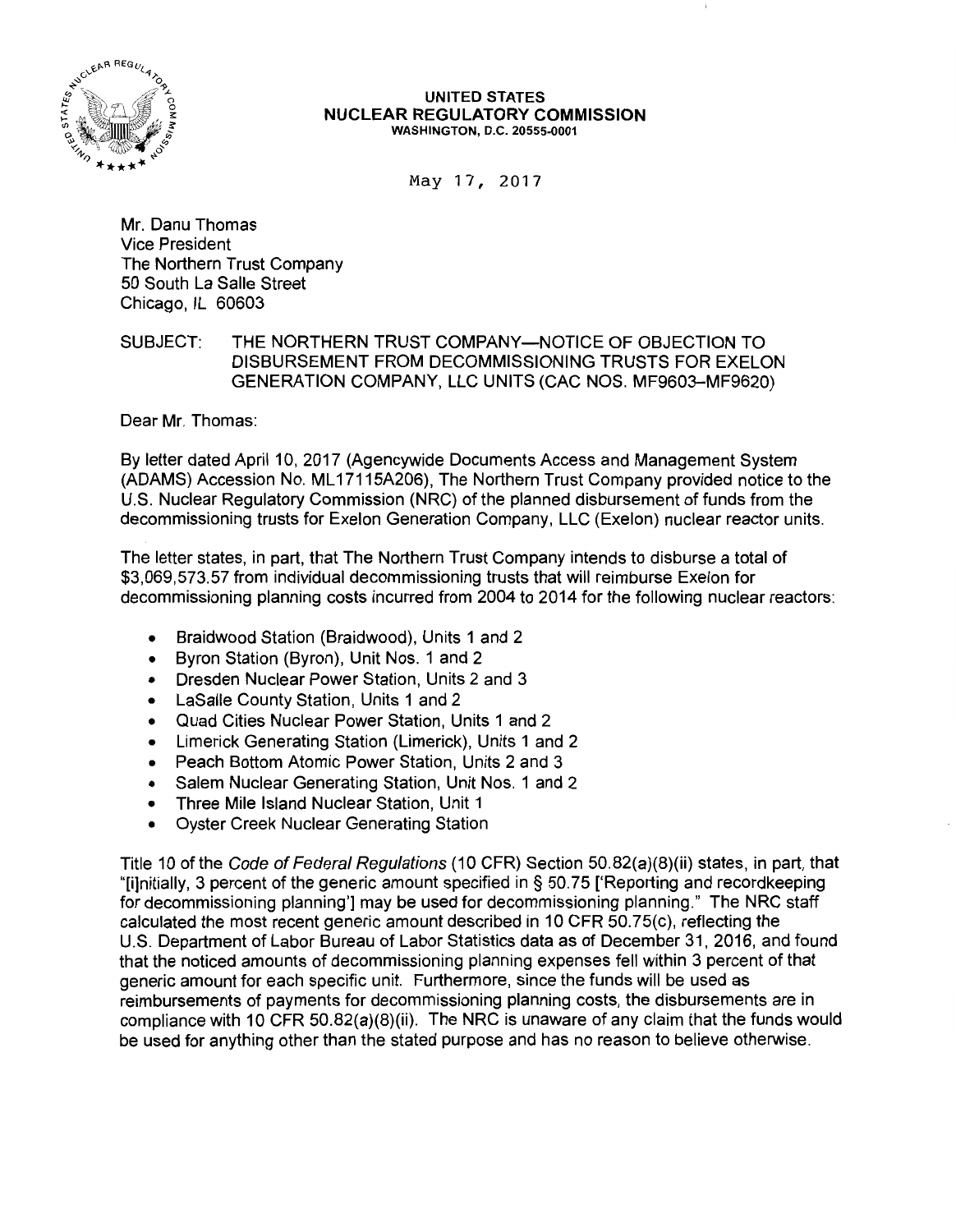**UNITED STATES**
**NUCLEAR REGULATORY COMMISSION**
WASHINGTON, D.C. 20555-0001

May 17, 2017

Mr. Danu Thomas
Vice President
The Northern Trust Company
50 South La Salle Street
Chicago, IL 60603

SUBJECT: THE NORTHERN TRUST COMPANY—NOTICE OF OBJECTION TO DISBURSEMENT FROM DECOMMISSIONING TRUSTS FOR EXELON GENERATION COMPANY, LLC UNITS (CAC NOS. MF9603–MF9620)

Dear Mr. Thomas:

By letter dated April 10, 2017 (Agencywide Documents Access and Management System (ADAMS) Accession No. ML17115A206), The Northern Trust Company provided notice to the U.S. Nuclear Regulatory Commission (NRC) of the planned disbursement of funds from the decommissioning trusts for Exelon Generation Company, LLC (Exelon) nuclear reactor units.

The letter states, in part, that The Northern Trust Company intends to disburse a total of $3,069,573.57 from individual decommissioning trusts that will reimburse Exelon for decommissioning planning costs incurred from 2004 to 2014 for the following nuclear reactors:

- Braidwood Station (Braidwood), Units 1 and 2
- Byron Station (Byron), Unit Nos. 1 and 2
- Dresden Nuclear Power Station, Units 2 and 3
- LaSalle County Station, Units 1 and 2
- Quad Cities Nuclear Power Station, Units 1 and 2
- Limerick Generating Station (Limerick), Units 1 and 2
- Peach Bottom Atomic Power Station, Units 2 and 3
- Salem Nuclear Generating Station, Unit Nos. 1 and 2
- Three Mile Island Nuclear Station, Unit 1
- Oyster Creek Nuclear Generating Station

Title 10 of the *Code of Federal Regulations* (10 CFR) Section 50.82(a)(8)(ii) states, in part, that "[i]nitially, 3 percent of the generic amount specified in § 50.75 ['Reporting and recordkeeping for decommissioning planning'] may be used for decommissioning planning." The NRC staff calculated the most recent generic amount described in 10 CFR 50.75(c), reflecting the U.S. Department of Labor Bureau of Labor Statistics data as of December 31, 2016, and found that the noticed amounts of decommissioning planning expenses fell within 3 percent of that generic amount for each specific unit. Furthermore, since the funds will be used as reimbursements of payments for decommissioning planning costs, the disbursements are in compliance with 10 CFR 50.82(a)(8)(ii). The NRC is unaware of any claim that the funds would be used for anything other than the stated purpose and has no reason to believe otherwise.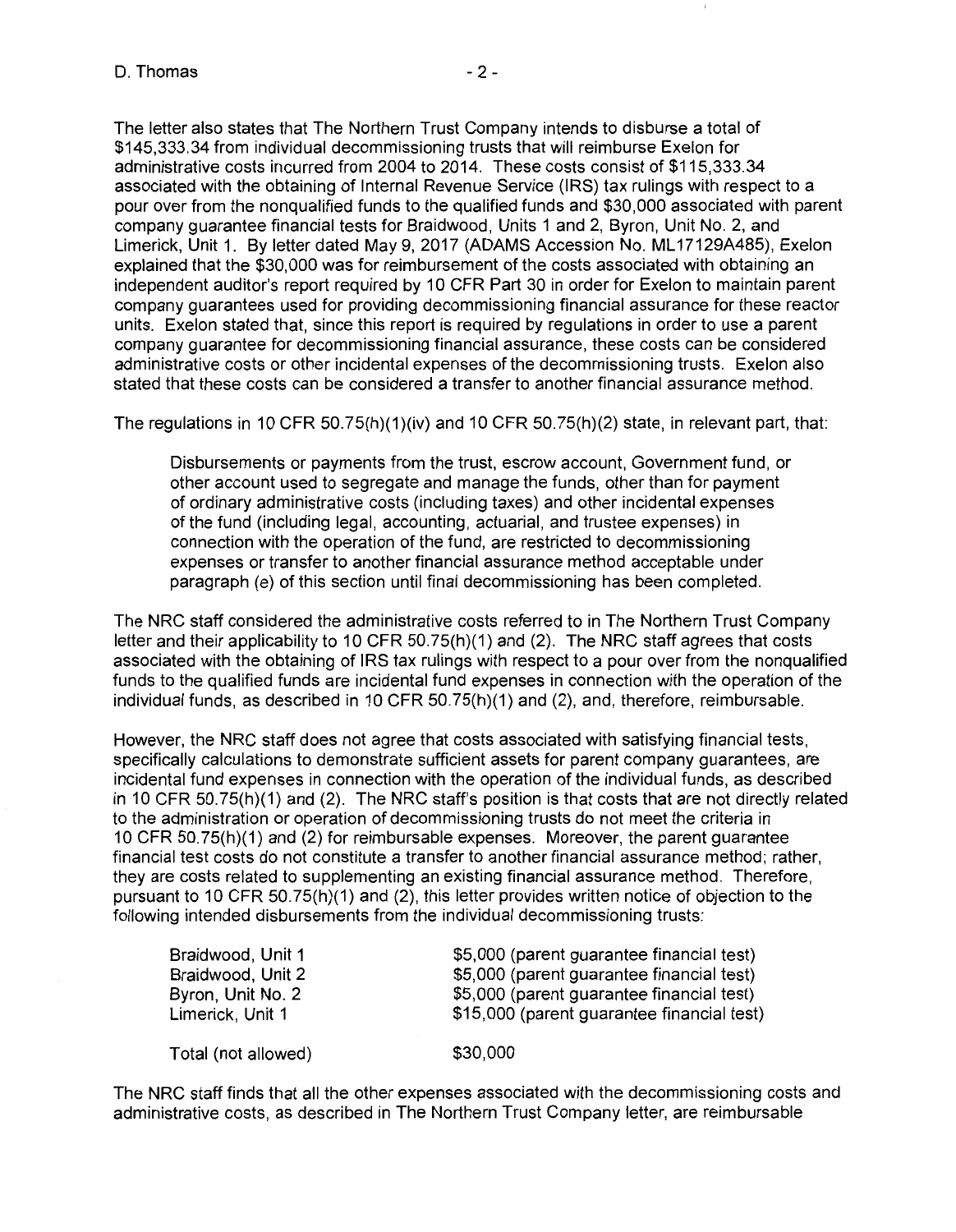The letter also states that The Northern Trust Company intends to disburse a total of $145,333.34 from individual decommissioning trusts that will reimburse Exelon for administrative costs incurred from 2004 to 2014. These costs consist of $115,333.34 associated with the obtaining of Internal Revenue Service (IRS) tax rulings with respect to a pour over from the nonqualified funds to the qualified funds and $30,000 associated with parent company guarantee financial tests for Braidwood, Units 1 and 2, Byron, Unit No. 2, and Limerick, Unit 1. By letter dated May 9, 2017 (ADAMS Accession No. ML17129A485), Exelon explained that the $30,000 was for reimbursement of the costs associated with obtaining an independent auditor's report required by 10 CFR Part 30 in order for Exelon to maintain parent company guarantees used for providing decommissioning financial assurance for these reactor units. Exelon stated that, since this report is required by regulations in order to use a parent company guarantee for decommissioning financial assurance, these costs can be considered administrative costs or other incidental expenses of the decommissioning trusts. Exelon also stated that these costs can be considered a transfer to another financial assurance method.

The regulations in 10 CFR 50.75(h)(1)(iv) and 10 CFR 50.75(h)(2) state, in relevant part, that:

> Disbursements or payments from the trust, escrow account, Government fund, or other account used to segregate and manage the funds, other than for payment of ordinary administrative costs (including taxes) and other incidental expenses of the fund (including legal, accounting, actuarial, and trustee expenses) in connection with the operation of the fund, are restricted to decommissioning expenses or transfer to another financial assurance method acceptable under paragraph (e) of this section until final decommissioning has been completed.

The NRC staff considered the administrative costs referred to in The Northern Trust Company letter and their applicability to 10 CFR 50.75(h)(1) and (2). The NRC staff agrees that costs associated with the obtaining of IRS tax rulings with respect to a pour over from the nonqualified funds to the qualified funds are incidental fund expenses in connection with the operation of the individual funds, as described in 10 CFR 50.75(h)(1) and (2), and, therefore, reimbursable.

However, the NRC staff does not agree that costs associated with satisfying financial tests, specifically calculations to demonstrate sufficient assets for parent company guarantees, are incidental fund expenses in connection with the operation of the individual funds, as described in 10 CFR 50.75(h)(1) and (2). The NRC staff's position is that costs that are not directly related to the administration or operation of decommissioning trusts do not meet the criteria in 10 CFR 50.75(h)(1) and (2) for reimbursable expenses. Moreover, the parent guarantee financial test costs do not constitute a transfer to another financial assurance method; rather, they are costs related to supplementing an existing financial assurance method. Therefore, pursuant to 10 CFR 50.75(h)(1) and (2), this letter provides written notice of objection to the following intended disbursements from the individual decommissioning trusts:

| | |
|---|---|
| Braidwood, Unit 1 | $5,000 (parent guarantee financial test) |
| Braidwood, Unit 2 | $5,000 (parent guarantee financial test) |
| Byron, Unit No. 2 | $5,000 (parent guarantee financial test) |
| Limerick, Unit 1 | $15,000 (parent guarantee financial test) |
| Total (not allowed) | $30,000 |

The NRC staff finds that all the other expenses associated with the decommissioning costs and administrative costs, as described in The Northern Trust Company letter, are reimbursable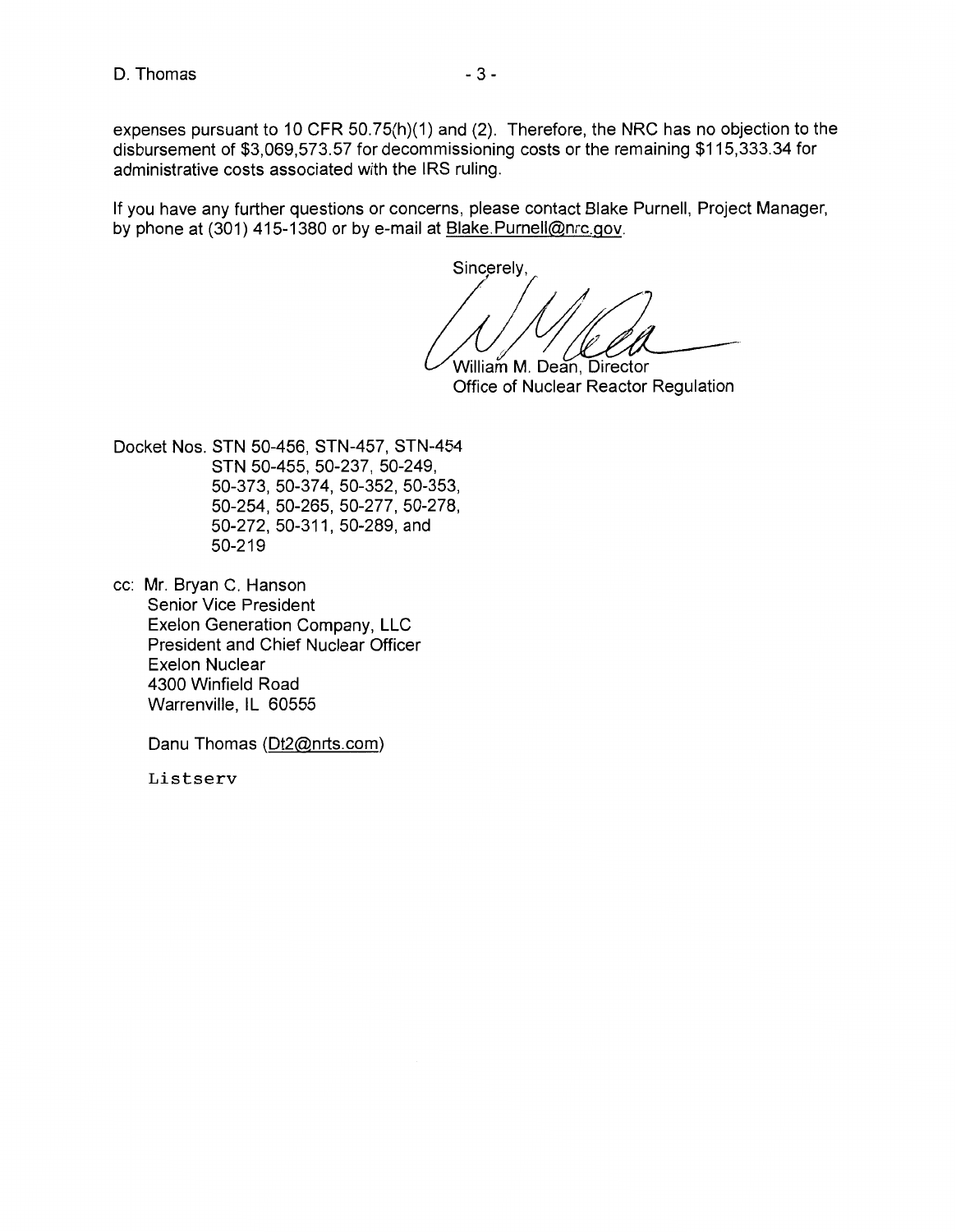expenses pursuant to 10 CFR 50.75(h)(1) and (2). Therefore, the NRC has no objection to the disbursement of $3,069,573.57 for decommissioning costs or the remaining $115,333.34 for administrative costs associated with the IRS ruling.

If you have any further questions or concerns, please contact Blake Purnell, Project Manager, by phone at (301) 415-1380 or by e-mail at Blake.Purnell@nrc.gov.

Sincerely,

William M. Dean, Director
Office of Nuclear Reactor Regulation

Docket Nos. STN 50-456, STN-457, STN-454
STN 50-455, 50-237, 50-249,
50-373, 50-374, 50-352, 50-353,
50-254, 50-265, 50-277, 50-278,
50-272, 50-311, 50-289, and
50-219

cc: Mr. Bryan C. Hanson
Senior Vice President
Exelon Generation Company, LLC
President and Chief Nuclear Officer
Exelon Nuclear
4300 Winfield Road
Warrenville, IL 60555

Danu Thomas (Dt2@nrts.com)

Listserv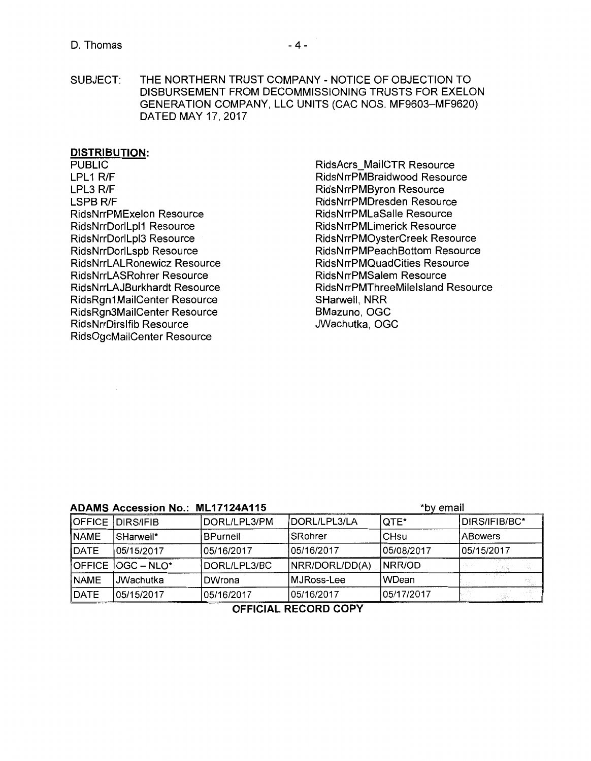SUBJECT: THE NORTHERN TRUST COMPANY - NOTICE OF OBJECTION TO DISBURSEMENT FROM DECOMMISSIONING TRUSTS FOR EXELON GENERATION COMPANY, LLC UNITS (CAC NOS. MF9603–MF9620) DATED MAY 17, 2017

**DISTRIBUTION:**

PUBLIC
LPL1 R/F
LPL3 R/F
LSPB R/F
RidsNrrPMExelon Resource
RidsNrrDorlLpl1 Resource
RidsNrrDorlLpl3 Resource
RidsNrrDorlLspb Resource
RidsNrrLALRonewicz Resource
RidsNrrLASRohrer Resource
RidsNrrLAJBurkhardt Resource
RidsRgn1MailCenter Resource
RidsRgn3MailCenter Resource
RidsNrrDirsIfib Resource
RidsOgcMailCenter Resource
RidsAcrs_MailCTR Resource
RidsNrrPMBraidwood Resource
RidsNrrPMByron Resource
RidsNrrPMDresden Resource
RidsNrrPMLaSalle Resource
RidsNrrPMLimerick Resource
RidsNrrPMOysterCreek Resource
RidsNrrPMPeachBottom Resource
RidsNrrPMQuadCities Resource
RidsNrrPMSalem Resource
RidsNrrPMThreeMileIsland Resource
SHarwell, NRR
BMazuno, OGC
JWachutka, OGC

**ADAMS Accession No.: ML17124A115** *by email

| OFFICE | DIRS/IFIB | DORL/LPL3/PM | DORL/LPL3/LA | QTE* | DIRS/IFIB/BC* |
|---|---|---|---|---|---|
| NAME | SHarwell* | BPurnell | SRohrer | CHsu | ABowers |
| DATE | 05/15/2017 | 05/16/2017 | 05/16/2017 | 05/08/2017 | 05/15/2017 |
| OFFICE | OGC – NLO* | DORL/LPL3/BC | NRR/DORL/DD(A) | NRR/OD | |
| NAME | JWachutka | DWrona | MJRoss-Lee | WDean | |
| DATE | 05/15/2017 | 05/16/2017 | 05/16/2017 | 05/17/2017 | |

**OFFICIAL RECORD COPY**